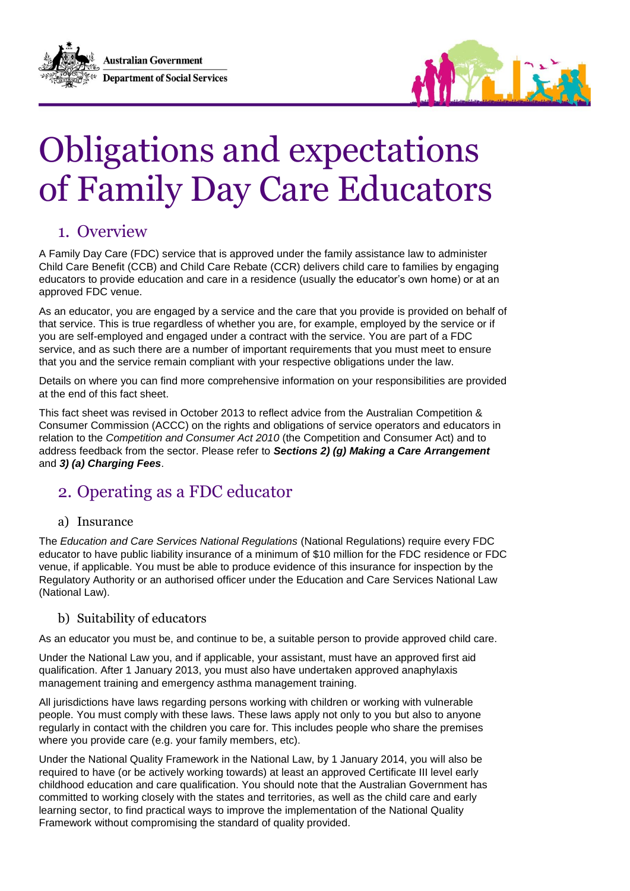Australian Government
Department of Social Services

# Obligations and expectations of Family Day Care Educators

## 1. Overview

A Family Day Care (FDC) service that is approved under the family assistance law to administer Child Care Benefit (CCB) and Child Care Rebate (CCR) delivers child care to families by engaging educators to provide education and care in a residence (usually the educator's own home) or at an approved FDC venue.

As an educator, you are engaged by a service and the care that you provide is provided on behalf of that service. This is true regardless of whether you are, for example, employed by the service or if you are self-employed and engaged under a contract with the service. You are part of a FDC service, and as such there are a number of important requirements that you must meet to ensure that you and the service remain compliant with your respective obligations under the law.

Details on where you can find more comprehensive information on your responsibilities are provided at the end of this fact sheet.

This fact sheet was revised in October 2013 to reflect advice from the Australian Competition & Consumer Commission (ACCC) on the rights and obligations of service operators and educators in relation to the *Competition and Consumer Act 2010* (the Competition and Consumer Act) and to address feedback from the sector. Please refer to ***Sections 2) (g) Making a Care Arrangement*** and ***3) (a) Charging Fees***.

## 2. Operating as a FDC educator

### a) Insurance

The *Education and Care Services National Regulations* (National Regulations) require every FDC educator to have public liability insurance of a minimum of $10 million for the FDC residence or FDC venue, if applicable. You must be able to produce evidence of this insurance for inspection by the Regulatory Authority or an authorised officer under the Education and Care Services National Law (National Law).

### b) Suitability of educators

As an educator you must be, and continue to be, a suitable person to provide approved child care.

Under the National Law you, and if applicable, your assistant, must have an approved first aid qualification. After 1 January 2013, you must also have undertaken approved anaphylaxis management training and emergency asthma management training.

All jurisdictions have laws regarding persons working with children or working with vulnerable people. You must comply with these laws. These laws apply not only to you but also to anyone regularly in contact with the children you care for. This includes people who share the premises where you provide care (e.g. your family members, etc).

Under the National Quality Framework in the National Law, by 1 January 2014, you will also be required to have (or be actively working towards) at least an approved Certificate III level early childhood education and care qualification. You should note that the Australian Government has committed to working closely with the states and territories, as well as the child care and early learning sector, to find practical ways to improve the implementation of the National Quality Framework without compromising the standard of quality provided.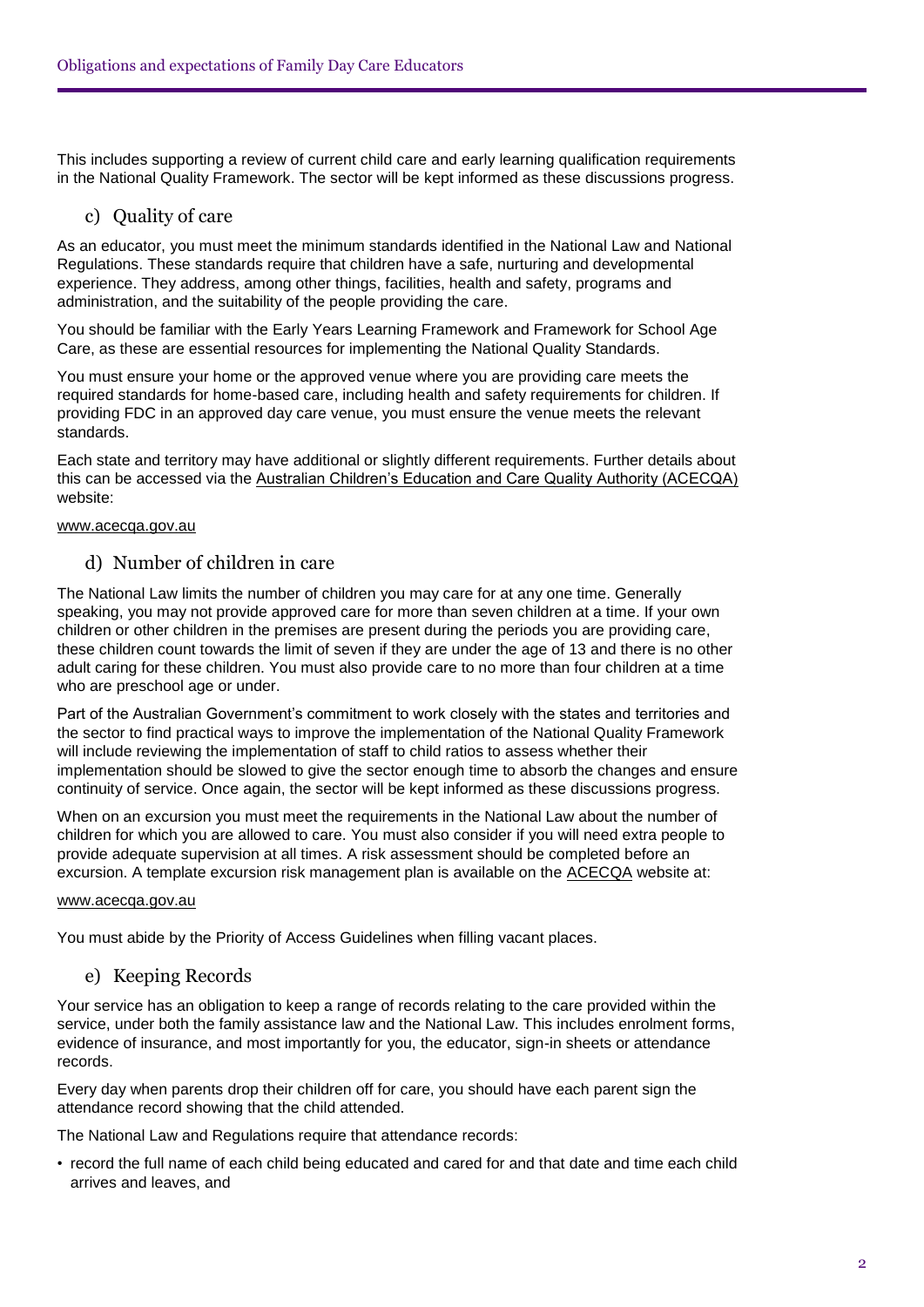This includes supporting a review of current child care and early learning qualification requirements in the National Quality Framework. The sector will be kept informed as these discussions progress.

### c) Quality of care

As an educator, you must meet the minimum standards identified in the National Law and National Regulations. These standards require that children have a safe, nurturing and developmental experience. They address, among other things, facilities, health and safety, programs and administration, and the suitability of the people providing the care.

You should be familiar with the Early Years Learning Framework and Framework for School Age Care, as these are essential resources for implementing the National Quality Standards.

You must ensure your home or the approved venue where you are providing care meets the required standards for home-based care, including health and safety requirements for children. If providing FDC in an approved day care venue, you must ensure the venue meets the relevant standards.

Each state and territory may have additional or slightly different requirements. Further details about this can be accessed via the Australian Children's Education and Care Quality Authority (ACECQA) website:

www.acecqa.gov.au

### d) Number of children in care

The National Law limits the number of children you may care for at any one time. Generally speaking, you may not provide approved care for more than seven children at a time. If your own children or other children in the premises are present during the periods you are providing care, these children count towards the limit of seven if they are under the age of 13 and there is no other adult caring for these children. You must also provide care to no more than four children at a time who are preschool age or under.

Part of the Australian Government's commitment to work closely with the states and territories and the sector to find practical ways to improve the implementation of the National Quality Framework will include reviewing the implementation of staff to child ratios to assess whether their implementation should be slowed to give the sector enough time to absorb the changes and ensure continuity of service. Once again, the sector will be kept informed as these discussions progress.

When on an excursion you must meet the requirements in the National Law about the number of children for which you are allowed to care. You must also consider if you will need extra people to provide adequate supervision at all times. A risk assessment should be completed before an excursion. A template excursion risk management plan is available on the ACECQA website at:

www.acecqa.gov.au

You must abide by the Priority of Access Guidelines when filling vacant places.

### e) Keeping Records

Your service has an obligation to keep a range of records relating to the care provided within the service, under both the family assistance law and the National Law. This includes enrolment forms, evidence of insurance, and most importantly for you, the educator, sign-in sheets or attendance records.

Every day when parents drop their children off for care, you should have each parent sign the attendance record showing that the child attended.

The National Law and Regulations require that attendance records:

- record the full name of each child being educated and cared for and that date and time each child arrives and leaves, and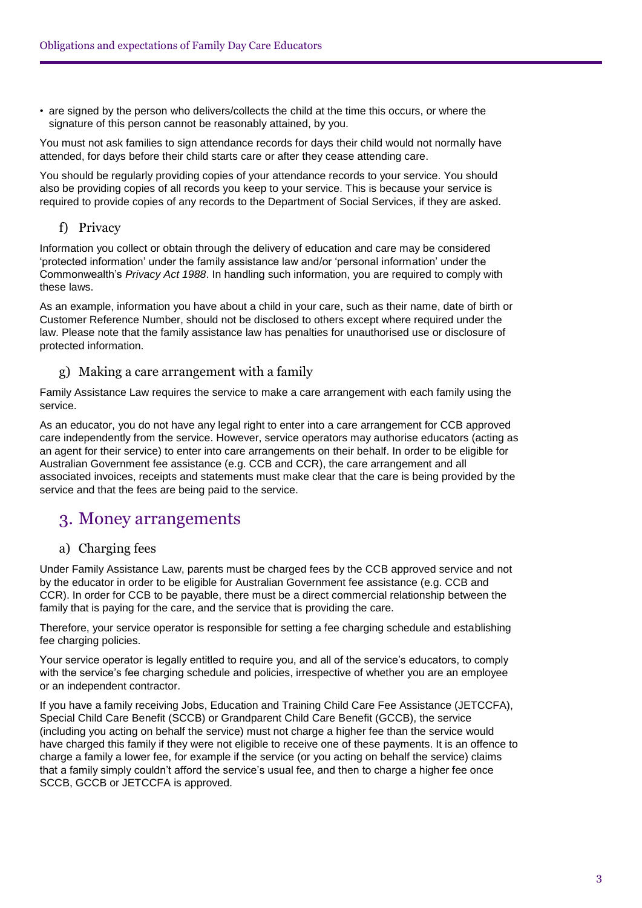- are signed by the person who delivers/collects the child at the time this occurs, or where the signature of this person cannot be reasonably attained, by you.

You must not ask families to sign attendance records for days their child would not normally have attended, for days before their child starts care or after they cease attending care.

You should be regularly providing copies of your attendance records to your service. You should also be providing copies of all records you keep to your service. This is because your service is required to provide copies of any records to the Department of Social Services, if they are asked.

### f) Privacy

Information you collect or obtain through the delivery of education and care may be considered 'protected information' under the family assistance law and/or 'personal information' under the Commonwealth's *Privacy Act 1988*. In handling such information, you are required to comply with these laws.

As an example, information you have about a child in your care, such as their name, date of birth or Customer Reference Number, should not be disclosed to others except where required under the law. Please note that the family assistance law has penalties for unauthorised use or disclosure of protected information.

### g) Making a care arrangement with a family

Family Assistance Law requires the service to make a care arrangement with each family using the service.

As an educator, you do not have any legal right to enter into a care arrangement for CCB approved care independently from the service. However, service operators may authorise educators (acting as an agent for their service) to enter into care arrangements on their behalf. In order to be eligible for Australian Government fee assistance (e.g. CCB and CCR), the care arrangement and all associated invoices, receipts and statements must make clear that the care is being provided by the service and that the fees are being paid to the service.

## 3. Money arrangements

### a) Charging fees

Under Family Assistance Law, parents must be charged fees by the CCB approved service and not by the educator in order to be eligible for Australian Government fee assistance (e.g. CCB and CCR). In order for CCB to be payable, there must be a direct commercial relationship between the family that is paying for the care, and the service that is providing the care.

Therefore, your service operator is responsible for setting a fee charging schedule and establishing fee charging policies.

Your service operator is legally entitled to require you, and all of the service's educators, to comply with the service's fee charging schedule and policies, irrespective of whether you are an employee or an independent contractor.

If you have a family receiving Jobs, Education and Training Child Care Fee Assistance (JETCCFA), Special Child Care Benefit (SCCB) or Grandparent Child Care Benefit (GCCB), the service (including you acting on behalf the service) must not charge a higher fee than the service would have charged this family if they were not eligible to receive one of these payments. It is an offence to charge a family a lower fee, for example if the service (or you acting on behalf the service) claims that a family simply couldn't afford the service's usual fee, and then to charge a higher fee once SCCB, GCCB or JETCCFA is approved.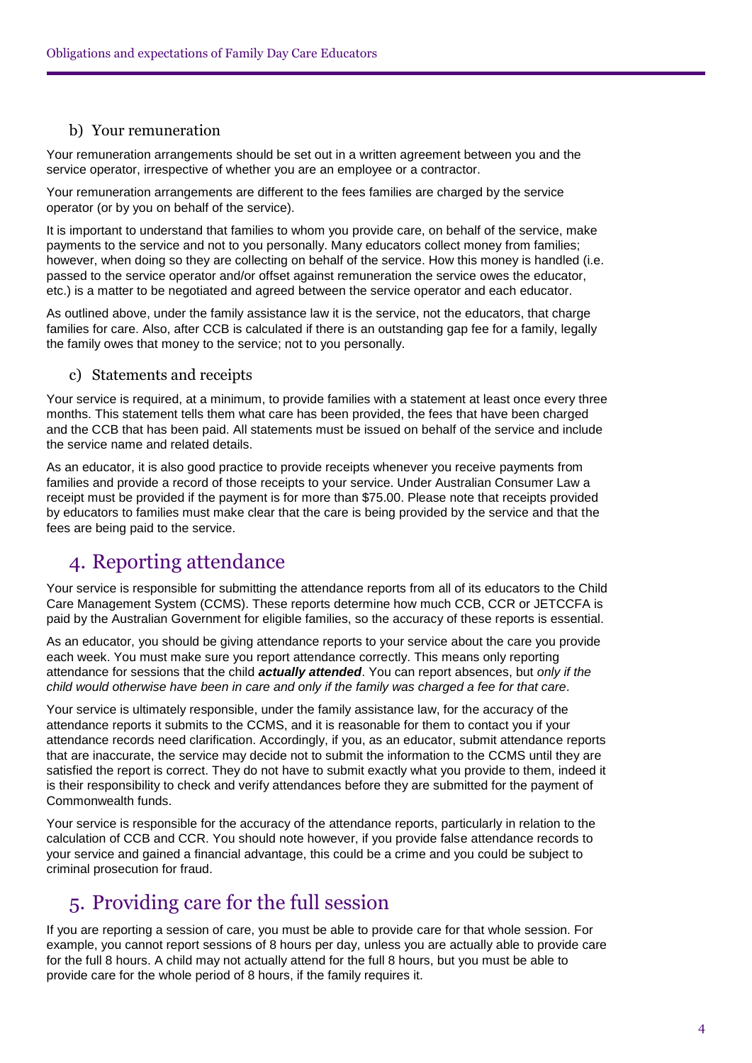### b) Your remuneration

Your remuneration arrangements should be set out in a written agreement between you and the service operator, irrespective of whether you are an employee or a contractor.

Your remuneration arrangements are different to the fees families are charged by the service operator (or by you on behalf of the service).

It is important to understand that families to whom you provide care, on behalf of the service, make payments to the service and not to you personally. Many educators collect money from families; however, when doing so they are collecting on behalf of the service. How this money is handled (i.e. passed to the service operator and/or offset against remuneration the service owes the educator, etc.) is a matter to be negotiated and agreed between the service operator and each educator.

As outlined above, under the family assistance law it is the service, not the educators, that charge families for care. Also, after CCB is calculated if there is an outstanding gap fee for a family, legally the family owes that money to the service; not to you personally.

### c) Statements and receipts

Your service is required, at a minimum, to provide families with a statement at least once every three months. This statement tells them what care has been provided, the fees that have been charged and the CCB that has been paid. All statements must be issued on behalf of the service and include the service name and related details.

As an educator, it is also good practice to provide receipts whenever you receive payments from families and provide a record of those receipts to your service. Under Australian Consumer Law a receipt must be provided if the payment is for more than $75.00. Please note that receipts provided by educators to families must make clear that the care is being provided by the service and that the fees are being paid to the service.

## 4. Reporting attendance

Your service is responsible for submitting the attendance reports from all of its educators to the Child Care Management System (CCMS). These reports determine how much CCB, CCR or JETCCFA is paid by the Australian Government for eligible families, so the accuracy of these reports is essential.

As an educator, you should be giving attendance reports to your service about the care you provide each week. You must make sure you report attendance correctly. This means only reporting attendance for sessions that the child ***actually attended***. You can report absences, but *only if the child would otherwise have been in care and only if the family was charged a fee for that care*.

Your service is ultimately responsible, under the family assistance law, for the accuracy of the attendance reports it submits to the CCMS, and it is reasonable for them to contact you if your attendance records need clarification. Accordingly, if you, as an educator, submit attendance reports that are inaccurate, the service may decide not to submit the information to the CCMS until they are satisfied the report is correct. They do not have to submit exactly what you provide to them, indeed it is their responsibility to check and verify attendances before they are submitted for the payment of Commonwealth funds.

Your service is responsible for the accuracy of the attendance reports, particularly in relation to the calculation of CCB and CCR. You should note however, if you provide false attendance records to your service and gained a financial advantage, this could be a crime and you could be subject to criminal prosecution for fraud.

## 5. Providing care for the full session

If you are reporting a session of care, you must be able to provide care for that whole session. For example, you cannot report sessions of 8 hours per day, unless you are actually able to provide care for the full 8 hours. A child may not actually attend for the full 8 hours, but you must be able to provide care for the whole period of 8 hours, if the family requires it.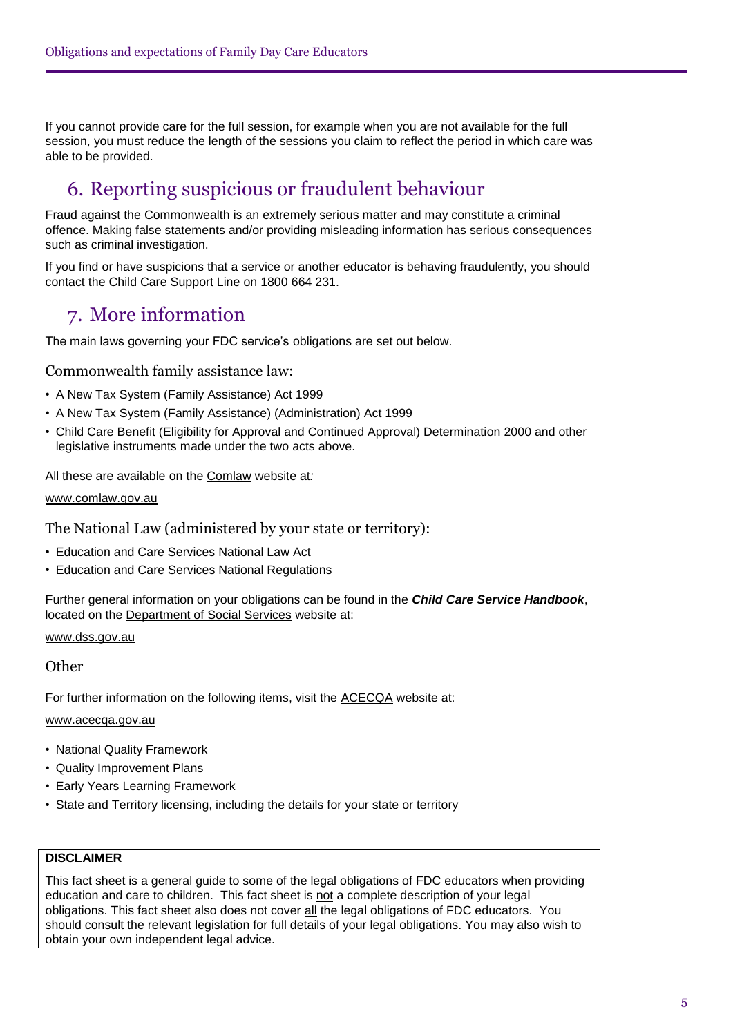If you cannot provide care for the full session, for example when you are not available for the full session, you must reduce the length of the sessions you claim to reflect the period in which care was able to be provided.

## 6. Reporting suspicious or fraudulent behaviour

Fraud against the Commonwealth is an extremely serious matter and may constitute a criminal offence. Making false statements and/or providing misleading information has serious consequences such as criminal investigation.

If you find or have suspicions that a service or another educator is behaving fraudulently, you should contact the Child Care Support Line on 1800 664 231.

## 7. More information

The main laws governing your FDC service's obligations are set out below.

### Commonwealth family assistance law:

- A New Tax System (Family Assistance) Act 1999
- A New Tax System (Family Assistance) (Administration) Act 1999
- Child Care Benefit (Eligibility for Approval and Continued Approval) Determination 2000 and other legislative instruments made under the two acts above.

All these are available on the Comlaw website at*:*

www.comlaw.gov.au

### The National Law (administered by your state or territory):

- Education and Care Services National Law Act
- Education and Care Services National Regulations

Further general information on your obligations can be found in the ***Child Care Service Handbook***, located on the Department of Social Services website at:

www.dss.gov.au

### Other

For further information on the following items, visit the ACECQA website at:

www.acecqa.gov.au

- National Quality Framework
- Quality Improvement Plans
- Early Years Learning Framework
- State and Territory licensing, including the details for your state or territory

**DISCLAIMER**

This fact sheet is a general guide to some of the legal obligations of FDC educators when providing education and care to children. This fact sheet is not a complete description of your legal obligations. This fact sheet also does not cover all the legal obligations of FDC educators. You should consult the relevant legislation for full details of your legal obligations. You may also wish to obtain your own independent legal advice.